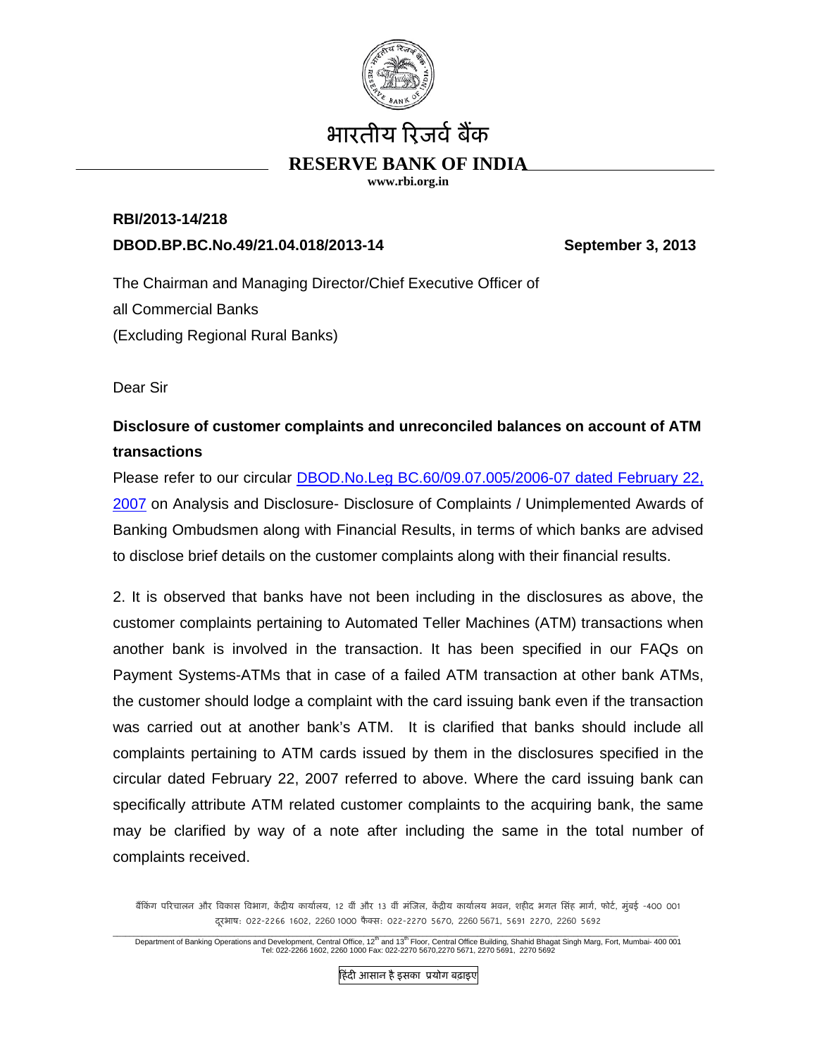भारतीय रिजर्व बैंक

**RESERVE BANK OF INDIA**

**www.rbi.org.in**

**RBI/2013-14/218**

**DBOD.BP.BC.No.49/21.04.018/2013-14** **September 3, 2013**

The Chairman and Managing Director/Chief Executive Officer of
all Commercial Banks
(Excluding Regional Rural Banks)

Dear Sir

**Disclosure of customer complaints and unreconciled balances on account of ATM transactions**

Please refer to our circular DBOD.No.Leg BC.60/09.07.005/2006-07 dated February 22, 2007 on Analysis and Disclosure- Disclosure of Complaints / Unimplemented Awards of Banking Ombudsmen along with Financial Results, in terms of which banks are advised to disclose brief details on the customer complaints along with their financial results.

2. It is observed that banks have not been including in the disclosures as above, the customer complaints pertaining to Automated Teller Machines (ATM) transactions when another bank is involved in the transaction. It has been specified in our FAQs on Payment Systems-ATMs that in case of a failed ATM transaction at other bank ATMs, the customer should lodge a complaint with the card issuing bank even if the transaction was carried out at another bank's ATM. It is clarified that banks should include all complaints pertaining to ATM cards issued by them in the disclosures specified in the circular dated February 22, 2007 referred to above. Where the card issuing bank can specifically attribute ATM related customer complaints to the acquiring bank, the same may be clarified by way of a note after including the same in the total number of complaints received.

बैंकिंग परिचालन और विकास विभाग, केंद्रीय कार्यालय, 12 वीं और 13 वीं मंजिल, केंद्रीय कार्यालय भवन, शहीद भगत सिंह मार्ग, फोर्ट, मुंबई -400 001
दूरभाष: 022-2266 1602, 2260 1000 फैक्स: 022-2270 5670, 2260 5671, 5691 2270, 2260 5692

Department of Banking Operations and Development, Central Office, 12th and 13th Floor, Central Office Building, Shahid Bhagat Singh Marg, Fort, Mumbai- 400 001
Tel: 022-2266 1602, 2260 1000 Fax: 022-2270 5670,2270 5671, 2270 5691, 2270 5692

हिंदी आसान है इसका प्रयोग बढ़ाइए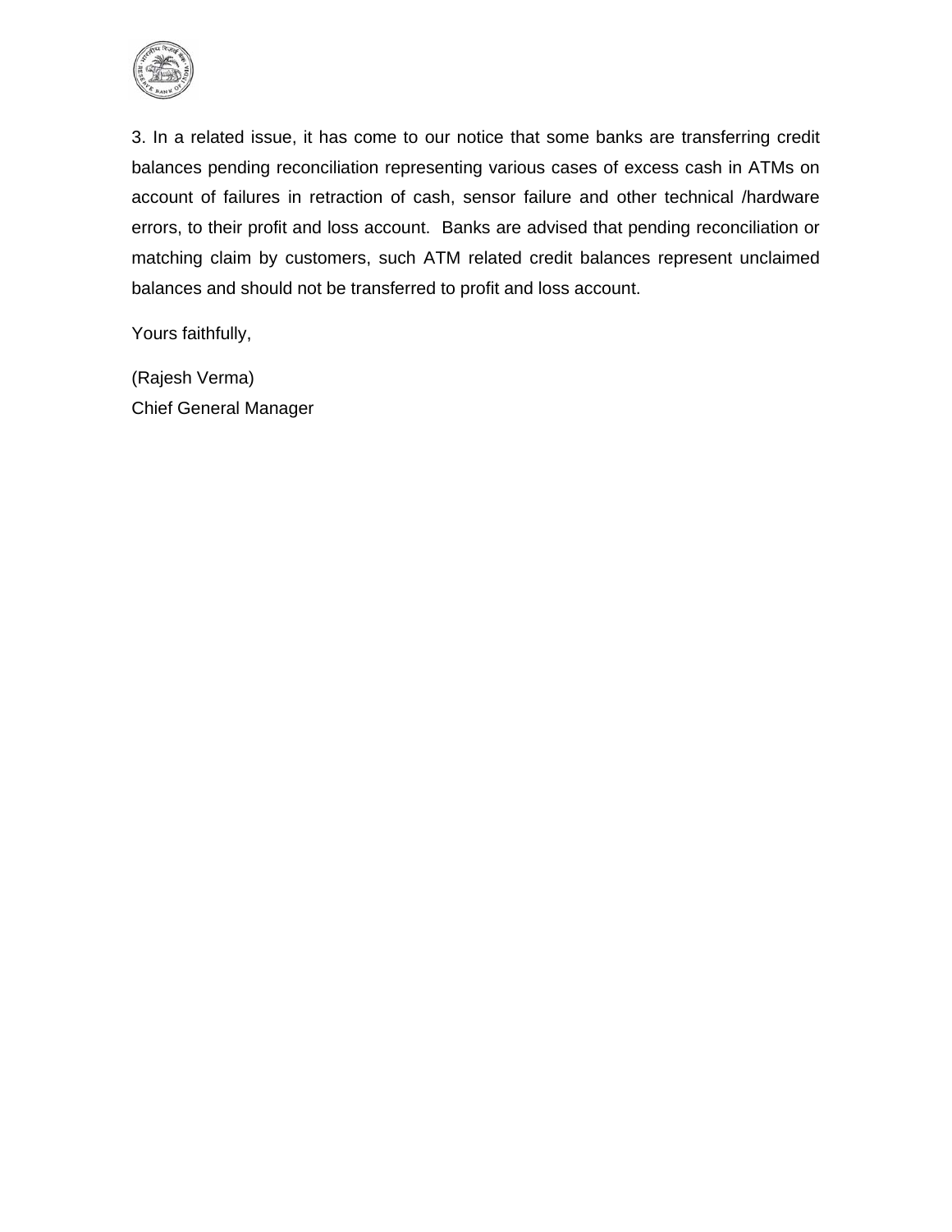3. In a related issue, it has come to our notice that some banks are transferring credit balances pending reconciliation representing various cases of excess cash in ATMs on account of failures in retraction of cash, sensor failure and other technical /hardware errors, to their profit and loss account. Banks are advised that pending reconciliation or matching claim by customers, such ATM related credit balances represent unclaimed balances and should not be transferred to profit and loss account.

Yours faithfully,

(Rajesh Verma)
Chief General Manager